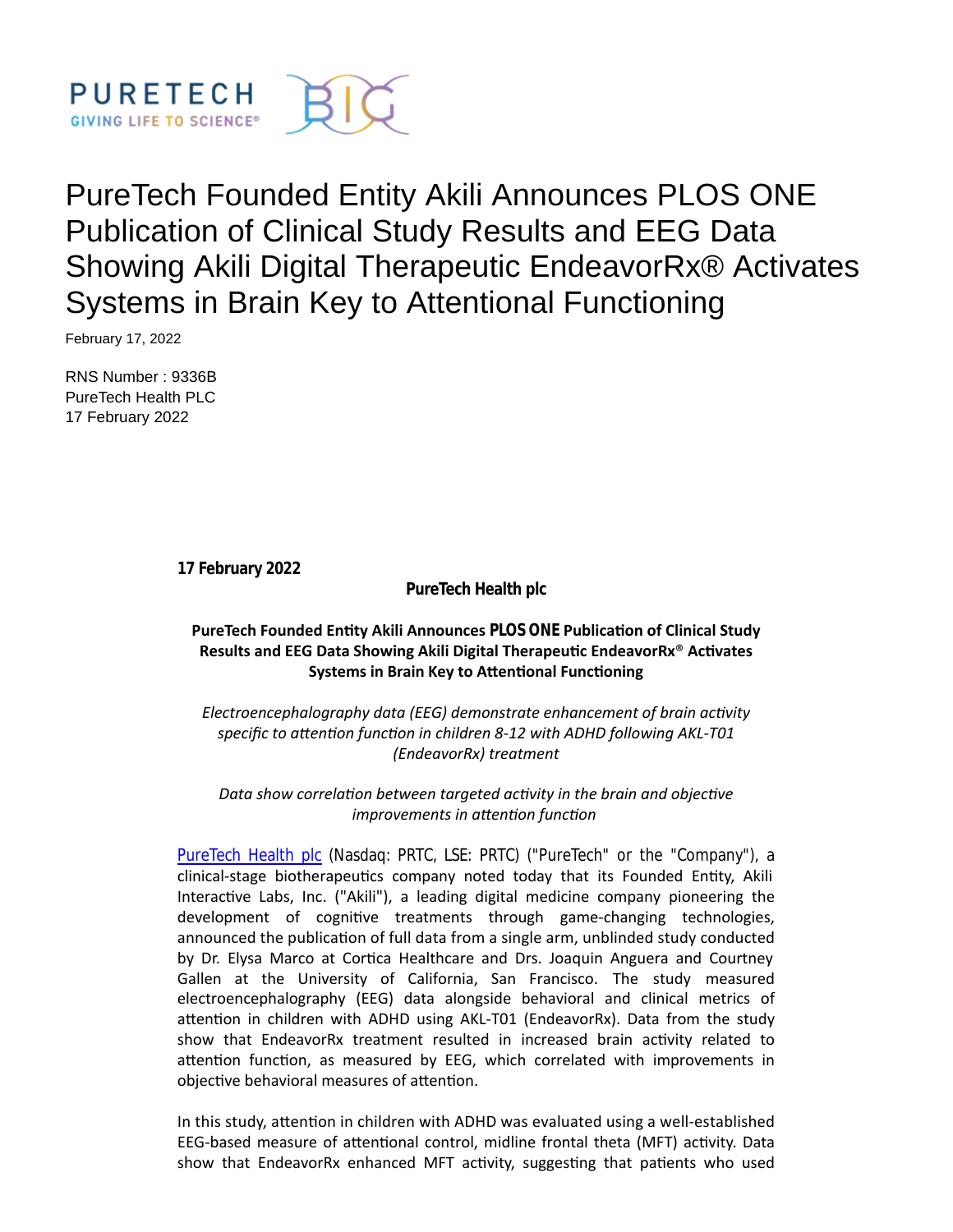# PureTech Founded Entity Akili Announces PLOS ONE Publication of Clinical Study Results and EEG Data Showing Akili Digital Therapeutic EndeavorRx® Activates Systems in Brain Key to Attentional Functioning

February 17, 2022

RNS Number : 9336B
PureTech Health PLC
17 February 2022

**17 February 2022**

**PureTech Health plc**

**PureTech Founded Entity Akili Announces PLOS ONE Publication of Clinical Study Results and EEG Data Showing Akili Digital Therapeutic EndeavorRx® Activates Systems in Brain Key to Attentional Functioning**

*Electroencephalography data (EEG) demonstrate enhancement of brain activity specific to attention function in children 8-12 with ADHD following AKL-T01 (EndeavorRx) treatment*

*Data show correlation between targeted activity in the brain and objective improvements in attention function*

PureTech Health plc (Nasdaq: PRTC, LSE: PRTC) ("PureTech" or the "Company"), a clinical-stage biotherapeutics company noted today that its Founded Entity, Akili Interactive Labs, Inc. ("Akili"), a leading digital medicine company pioneering the development of cognitive treatments through game-changing technologies, announced the publication of full data from a single arm, unblinded study conducted by Dr. Elysa Marco at Cortica Healthcare and Drs. Joaquin Anguera and Courtney Gallen at the University of California, San Francisco. The study measured electroencephalography (EEG) data alongside behavioral and clinical metrics of attention in children with ADHD using AKL-T01 (EndeavorRx). Data from the study show that EndeavorRx treatment resulted in increased brain activity related to attention function, as measured by EEG, which correlated with improvements in objective behavioral measures of attention.

In this study, attention in children with ADHD was evaluated using a well-established EEG-based measure of attentional control, midline frontal theta (MFT) activity. Data show that EndeavorRx enhanced MFT activity, suggesting that patients who used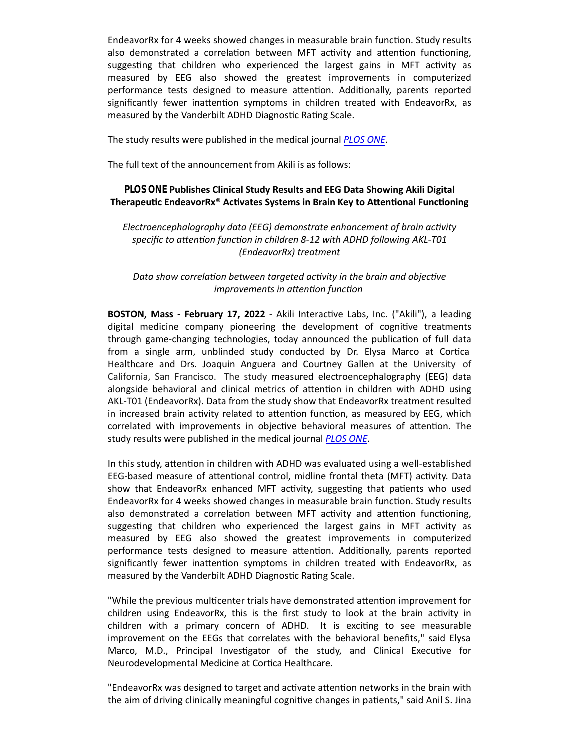EndeavorRx for 4 weeks showed changes in measurable brain function. Study results also demonstrated a correlation between MFT activity and attention functioning, suggesting that children who experienced the largest gains in MFT activity as measured by EEG also showed the greatest improvements in computerized performance tests designed to measure attention. Additionally, parents reported significantly fewer inattention symptoms in children treated with EndeavorRx, as measured by the Vanderbilt ADHD Diagnostic Rating Scale.

The study results were published in the medical journal *PLOS ONE*.

The full text of the announcement from Akili is as follows:

### *PLOS ONE* Publishes Clinical Study Results and EEG Data Showing Akili Digital Therapeutic EndeavorRx® Activates Systems in Brain Key to Attentional Functioning

*Electroencephalography data (EEG) demonstrate enhancement of brain activity specific to attention function in children 8-12 with ADHD following AKL-T01 (EndeavorRx) treatment*

*Data show correlation between targeted activity in the brain and objective improvements in attention function*

**BOSTON, Mass - February 17, 2022** - Akili Interactive Labs, Inc. ("Akili"), a leading digital medicine company pioneering the development of cognitive treatments through game-changing technologies, today announced the publication of full data from a single arm, unblinded study conducted by Dr. Elysa Marco at Cortica Healthcare and Drs. Joaquin Anguera and Courtney Gallen at the University of California, San Francisco. The study measured electroencephalography (EEG) data alongside behavioral and clinical metrics of attention in children with ADHD using AKL-T01 (EndeavorRx). Data from the study show that EndeavorRx treatment resulted in increased brain activity related to attention function, as measured by EEG, which correlated with improvements in objective behavioral measures of attention. The study results were published in the medical journal *PLOS ONE*.

In this study, attention in children with ADHD was evaluated using a well-established EEG-based measure of attentional control, midline frontal theta (MFT) activity. Data show that EndeavorRx enhanced MFT activity, suggesting that patients who used EndeavorRx for 4 weeks showed changes in measurable brain function. Study results also demonstrated a correlation between MFT activity and attention functioning, suggesting that children who experienced the largest gains in MFT activity as measured by EEG also showed the greatest improvements in computerized performance tests designed to measure attention. Additionally, parents reported significantly fewer inattention symptoms in children treated with EndeavorRx, as measured by the Vanderbilt ADHD Diagnostic Rating Scale.

"While the previous multicenter trials have demonstrated attention improvement for children using EndeavorRx, this is the first study to look at the brain activity in children with a primary concern of ADHD. It is exciting to see measurable improvement on the EEGs that correlates with the behavioral benefits," said Elysa Marco, M.D., Principal Investigator of the study, and Clinical Executive for Neurodevelopmental Medicine at Cortica Healthcare.

"EndeavorRx was designed to target and activate attention networks in the brain with the aim of driving clinically meaningful cognitive changes in patients," said Anil S. Jina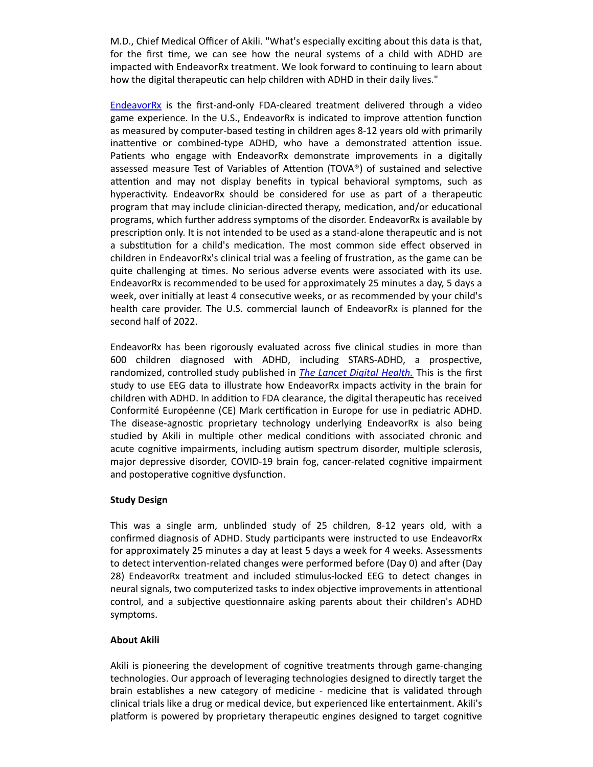M.D., Chief Medical Officer of Akili. "What's especially exciting about this data is that, for the first time, we can see how the neural systems of a child with ADHD are impacted with EndeavorRx treatment. We look forward to continuing to learn about how the digital therapeutic can help children with ADHD in their daily lives."

EndeavorRx is the first-and-only FDA-cleared treatment delivered through a video game experience. In the U.S., EndeavorRx is indicated to improve attention function as measured by computer-based testing in children ages 8-12 years old with primarily inattentive or combined-type ADHD, who have a demonstrated attention issue. Patients who engage with EndeavorRx demonstrate improvements in a digitally assessed measure Test of Variables of Attention (TOVA®) of sustained and selective attention and may not display benefits in typical behavioral symptoms, such as hyperactivity. EndeavorRx should be considered for use as part of a therapeutic program that may include clinician-directed therapy, medication, and/or educational programs, which further address symptoms of the disorder. EndeavorRx is available by prescription only. It is not intended to be used as a stand-alone therapeutic and is not a substitution for a child's medication. The most common side effect observed in children in EndeavorRx's clinical trial was a feeling of frustration, as the game can be quite challenging at times. No serious adverse events were associated with its use. EndeavorRx is recommended to be used for approximately 25 minutes a day, 5 days a week, over initially at least 4 consecutive weeks, or as recommended by your child's health care provider. The U.S. commercial launch of EndeavorRx is planned for the second half of 2022.

EndeavorRx has been rigorously evaluated across five clinical studies in more than 600 children diagnosed with ADHD, including STARS-ADHD, a prospective, randomized, controlled study published in *The Lancet Digital Health.* This is the first study to use EEG data to illustrate how EndeavorRx impacts activity in the brain for children with ADHD. In addition to FDA clearance, the digital therapeutic has received Conformité Européenne (CE) Mark certification in Europe for use in pediatric ADHD. The disease-agnostic proprietary technology underlying EndeavorRx is also being studied by Akili in multiple other medical conditions with associated chronic and acute cognitive impairments, including autism spectrum disorder, multiple sclerosis, major depressive disorder, COVID-19 brain fog, cancer-related cognitive impairment and postoperative cognitive dysfunction.

**Study Design**

This was a single arm, unblinded study of 25 children, 8-12 years old, with a confirmed diagnosis of ADHD. Study participants were instructed to use EndeavorRx for approximately 25 minutes a day at least 5 days a week for 4 weeks. Assessments to detect intervention-related changes were performed before (Day 0) and after (Day 28) EndeavorRx treatment and included stimulus-locked EEG to detect changes in neural signals, two computerized tasks to index objective improvements in attentional control, and a subjective questionnaire asking parents about their children's ADHD symptoms.

**About Akili**

Akili is pioneering the development of cognitive treatments through game-changing technologies. Our approach of leveraging technologies designed to directly target the brain establishes a new category of medicine - medicine that is validated through clinical trials like a drug or medical device, but experienced like entertainment. Akili's platform is powered by proprietary therapeutic engines designed to target cognitive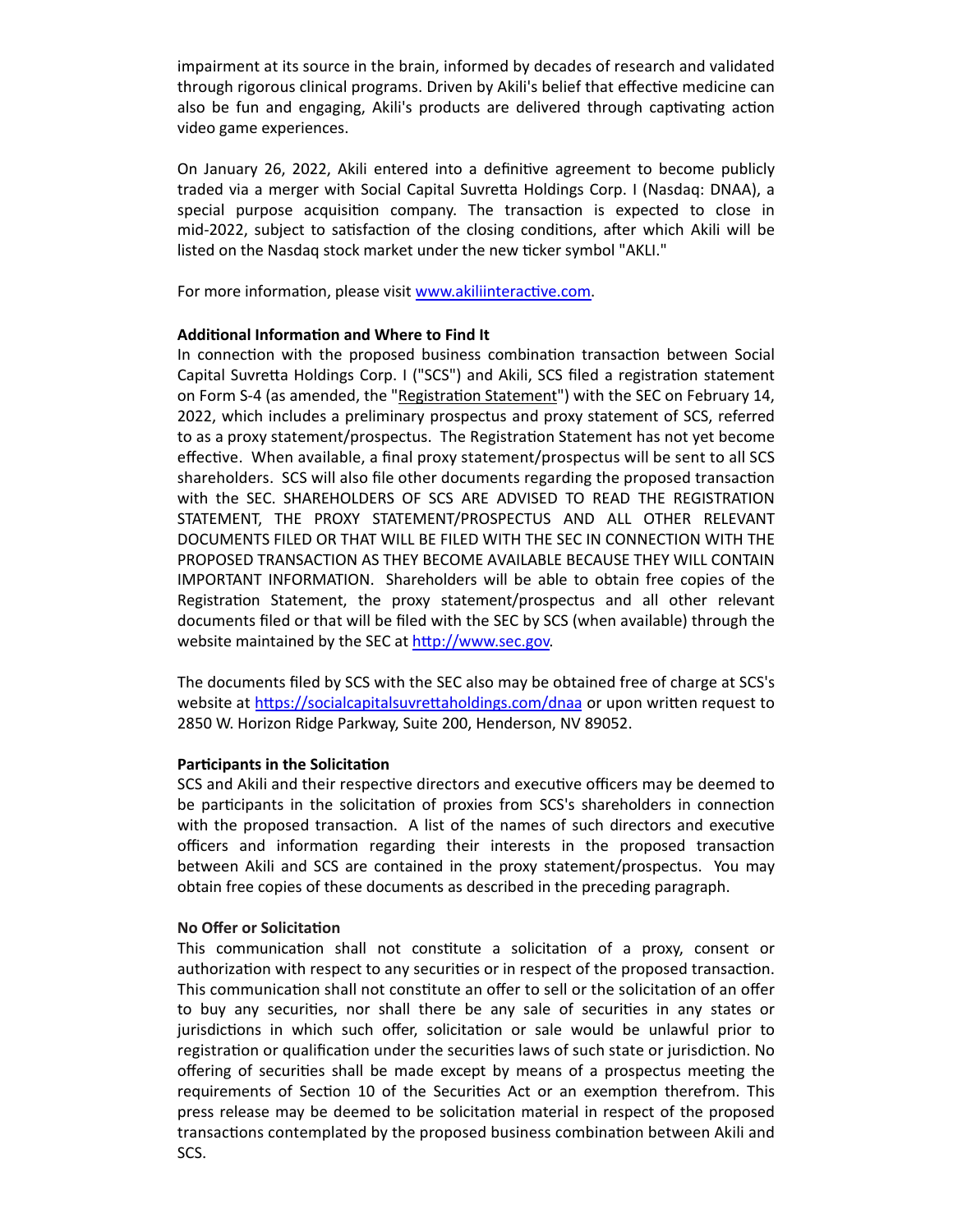impairment at its source in the brain, informed by decades of research and validated through rigorous clinical programs. Driven by Akili's belief that effective medicine can also be fun and engaging, Akili's products are delivered through captivating action video game experiences.

On January 26, 2022, Akili entered into a definitive agreement to become publicly traded via a merger with Social Capital Suvretta Holdings Corp. I (Nasdaq: DNAA), a special purpose acquisition company. The transaction is expected to close in mid-2022, subject to satisfaction of the closing conditions, after which Akili will be listed on the Nasdaq stock market under the new ticker symbol "AKLI."

For more information, please visit [www.akiliinteractive.com](http://www.akiliinteractive.com).

**Additional Information and Where to Find It**

In connection with the proposed business combination transaction between Social Capital Suvretta Holdings Corp. I ("SCS") and Akili, SCS filed a registration statement on Form S-4 (as amended, the "Registration Statement") with the SEC on February 14, 2022, which includes a preliminary prospectus and proxy statement of SCS, referred to as a proxy statement/prospectus. The Registration Statement has not yet become effective. When available, a final proxy statement/prospectus will be sent to all SCS shareholders. SCS will also file other documents regarding the proposed transaction with the SEC. SHAREHOLDERS OF SCS ARE ADVISED TO READ THE REGISTRATION STATEMENT, THE PROXY STATEMENT/PROSPECTUS AND ALL OTHER RELEVANT DOCUMENTS FILED OR THAT WILL BE FILED WITH THE SEC IN CONNECTION WITH THE PROPOSED TRANSACTION AS THEY BECOME AVAILABLE BECAUSE THEY WILL CONTAIN IMPORTANT INFORMATION. Shareholders will be able to obtain free copies of the Registration Statement, the proxy statement/prospectus and all other relevant documents filed or that will be filed with the SEC by SCS (when available) through the website maintained by the SEC at [http://www.sec.gov](http://www.sec.gov).

The documents filed by SCS with the SEC also may be obtained free of charge at SCS's website at [https://socialcapitalsuvrettaholdings.com/dnaa](https://socialcapitalsuvrettaholdings.com/dnaa) or upon written request to 2850 W. Horizon Ridge Parkway, Suite 200, Henderson, NV 89052.

**Participants in the Solicitation**

SCS and Akili and their respective directors and executive officers may be deemed to be participants in the solicitation of proxies from SCS's shareholders in connection with the proposed transaction. A list of the names of such directors and executive officers and information regarding their interests in the proposed transaction between Akili and SCS are contained in the proxy statement/prospectus. You may obtain free copies of these documents as described in the preceding paragraph.

**No Offer or Solicitation**

This communication shall not constitute a solicitation of a proxy, consent or authorization with respect to any securities or in respect of the proposed transaction. This communication shall not constitute an offer to sell or the solicitation of an offer to buy any securities, nor shall there be any sale of securities in any states or jurisdictions in which such offer, solicitation or sale would be unlawful prior to registration or qualification under the securities laws of such state or jurisdiction. No offering of securities shall be made except by means of a prospectus meeting the requirements of Section 10 of the Securities Act or an exemption therefrom. This press release may be deemed to be solicitation material in respect of the proposed transactions contemplated by the proposed business combination between Akili and SCS.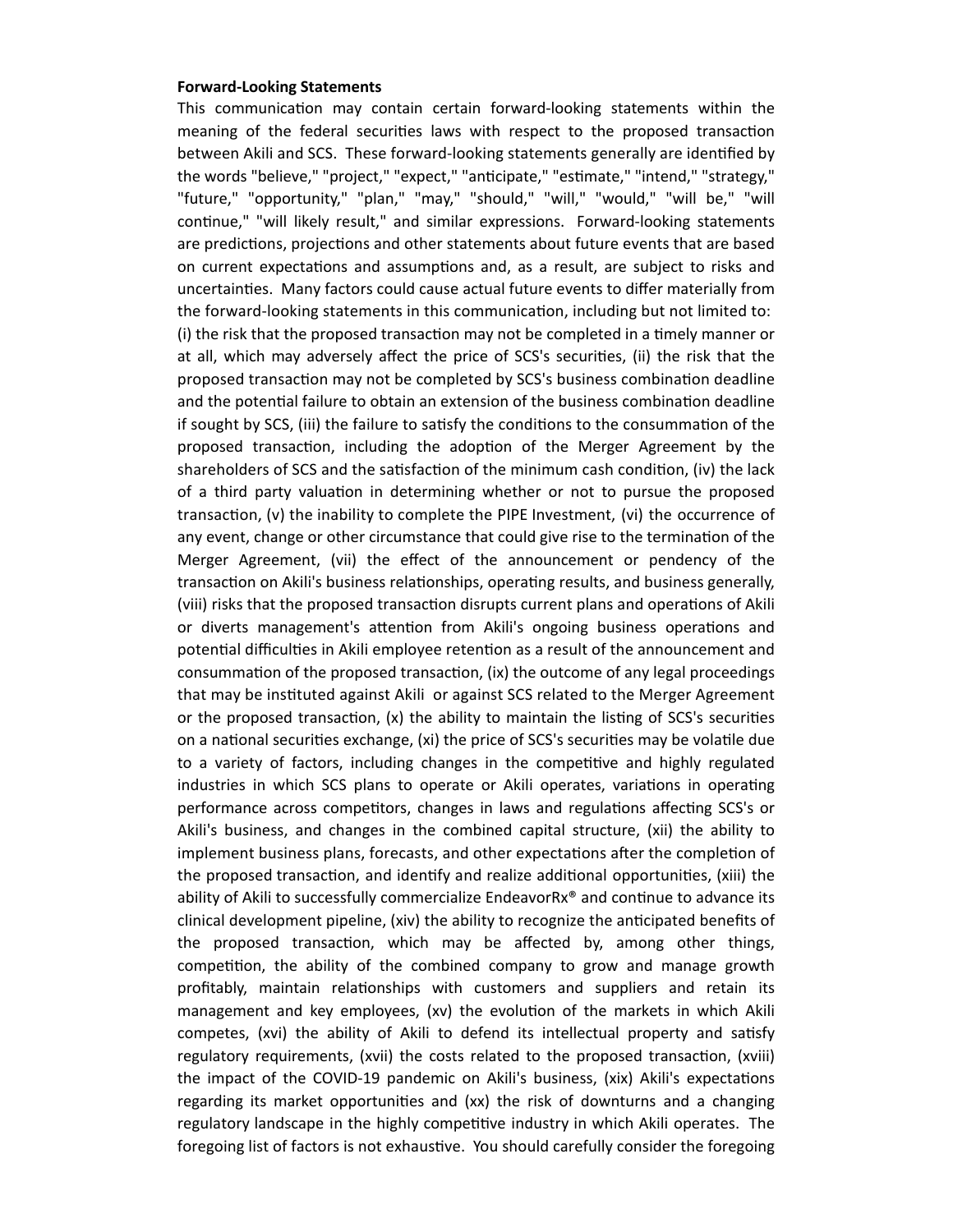**Forward-Looking Statements**

This communication may contain certain forward-looking statements within the meaning of the federal securities laws with respect to the proposed transaction between Akili and SCS. These forward-looking statements generally are identified by the words "believe," "project," "expect," "anticipate," "estimate," "intend," "strategy," "future," "opportunity," "plan," "may," "should," "will," "would," "will be," "will continue," "will likely result," and similar expressions. Forward-looking statements are predictions, projections and other statements about future events that are based on current expectations and assumptions and, as a result, are subject to risks and uncertainties. Many factors could cause actual future events to differ materially from the forward-looking statements in this communication, including but not limited to: (i) the risk that the proposed transaction may not be completed in a timely manner or at all, which may adversely affect the price of SCS's securities, (ii) the risk that the proposed transaction may not be completed by SCS's business combination deadline and the potential failure to obtain an extension of the business combination deadline if sought by SCS, (iii) the failure to satisfy the conditions to the consummation of the proposed transaction, including the adoption of the Merger Agreement by the shareholders of SCS and the satisfaction of the minimum cash condition, (iv) the lack of a third party valuation in determining whether or not to pursue the proposed transaction, (v) the inability to complete the PIPE Investment, (vi) the occurrence of any event, change or other circumstance that could give rise to the termination of the Merger Agreement, (vii) the effect of the announcement or pendency of the transaction on Akili's business relationships, operating results, and business generally, (viii) risks that the proposed transaction disrupts current plans and operations of Akili or diverts management's attention from Akili's ongoing business operations and potential difficulties in Akili employee retention as a result of the announcement and consummation of the proposed transaction, (ix) the outcome of any legal proceedings that may be instituted against Akili or against SCS related to the Merger Agreement or the proposed transaction, (x) the ability to maintain the listing of SCS's securities on a national securities exchange, (xi) the price of SCS's securities may be volatile due to a variety of factors, including changes in the competitive and highly regulated industries in which SCS plans to operate or Akili operates, variations in operating performance across competitors, changes in laws and regulations affecting SCS's or Akili's business, and changes in the combined capital structure, (xii) the ability to implement business plans, forecasts, and other expectations after the completion of the proposed transaction, and identify and realize additional opportunities, (xiii) the ability of Akili to successfully commercialize EndeavorRx® and continue to advance its clinical development pipeline, (xiv) the ability to recognize the anticipated benefits of the proposed transaction, which may be affected by, among other things, competition, the ability of the combined company to grow and manage growth profitably, maintain relationships with customers and suppliers and retain its management and key employees, (xv) the evolution of the markets in which Akili competes, (xvi) the ability of Akili to defend its intellectual property and satisfy regulatory requirements, (xvii) the costs related to the proposed transaction, (xviii) the impact of the COVID-19 pandemic on Akili's business, (xix) Akili's expectations regarding its market opportunities and (xx) the risk of downturns and a changing regulatory landscape in the highly competitive industry in which Akili operates. The foregoing list of factors is not exhaustive. You should carefully consider the foregoing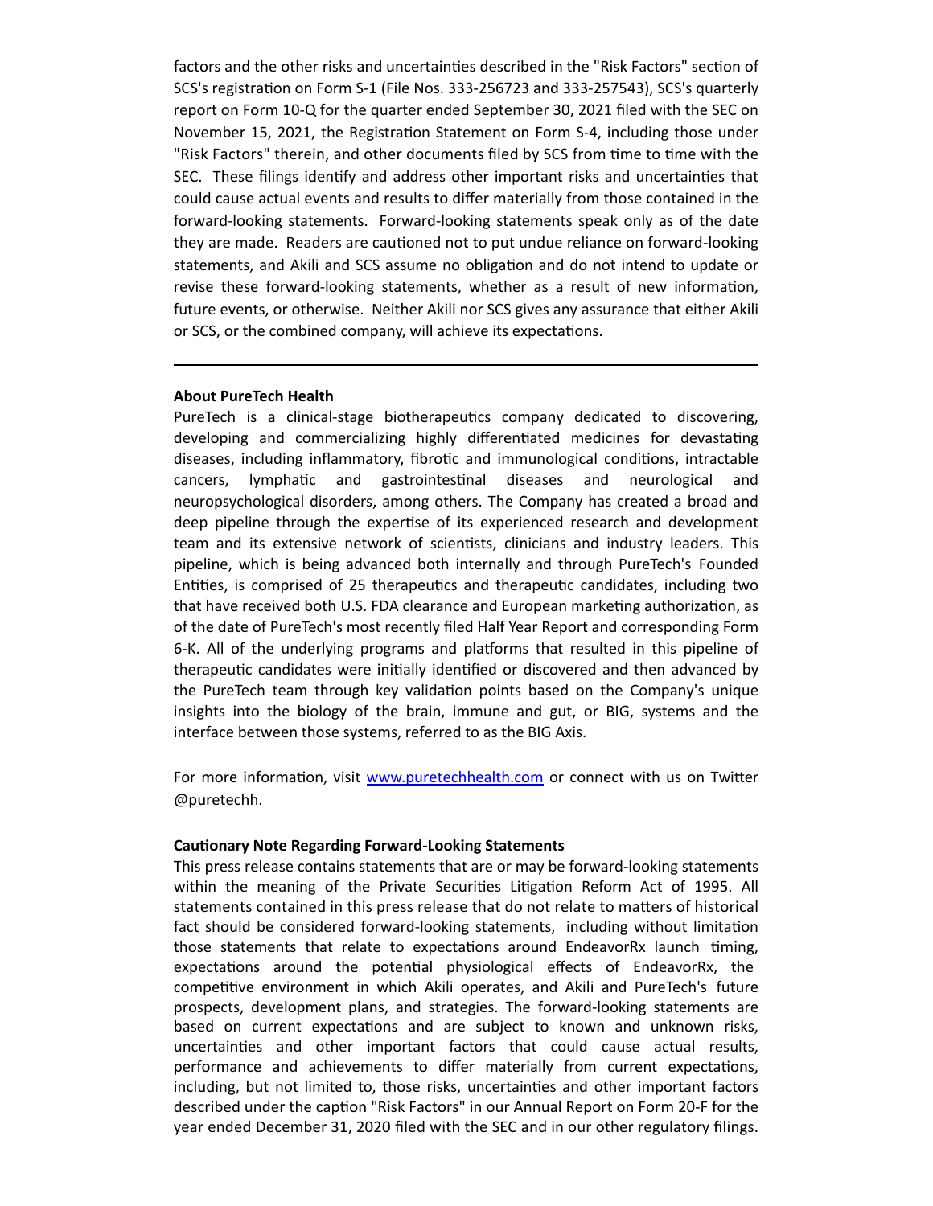factors and the other risks and uncertainties described in the "Risk Factors" section of SCS's registration on Form S-1 (File Nos. 333-256723 and 333-257543), SCS's quarterly report on Form 10-Q for the quarter ended September 30, 2021 filed with the SEC on November 15, 2021, the Registration Statement on Form S-4, including those under "Risk Factors" therein, and other documents filed by SCS from time to time with the SEC. These filings identify and address other important risks and uncertainties that could cause actual events and results to differ materially from those contained in the forward-looking statements. Forward-looking statements speak only as of the date they are made. Readers are cautioned not to put undue reliance on forward-looking statements, and Akili and SCS assume no obligation and do not intend to update or revise these forward-looking statements, whether as a result of new information, future events, or otherwise. Neither Akili nor SCS gives any assurance that either Akili or SCS, or the combined company, will achieve its expectations.

---

**About PureTech Health**

PureTech is a clinical-stage biotherapeutics company dedicated to discovering, developing and commercializing highly differentiated medicines for devastating diseases, including inflammatory, fibrotic and immunological conditions, intractable cancers, lymphatic and gastrointestinal diseases and neurological and neuropsychological disorders, among others. The Company has created a broad and deep pipeline through the expertise of its experienced research and development team and its extensive network of scientists, clinicians and industry leaders. This pipeline, which is being advanced both internally and through PureTech's Founded Entities, is comprised of 25 therapeutics and therapeutic candidates, including two that have received both U.S. FDA clearance and European marketing authorization, as of the date of PureTech's most recently filed Half Year Report and corresponding Form 6-K. All of the underlying programs and platforms that resulted in this pipeline of therapeutic candidates were initially identified or discovered and then advanced by the PureTech team through key validation points based on the Company's unique insights into the biology of the brain, immune and gut, or BIG, systems and the interface between those systems, referred to as the BIG Axis.

For more information, visit www.puretechhealth.com or connect with us on Twitter @puretechh.

**Cautionary Note Regarding Forward-Looking Statements**

This press release contains statements that are or may be forward-looking statements within the meaning of the Private Securities Litigation Reform Act of 1995. All statements contained in this press release that do not relate to matters of historical fact should be considered forward-looking statements, including without limitation those statements that relate to expectations around EndeavorRx launch timing, expectations around the potential physiological effects of EndeavorRx, the competitive environment in which Akili operates, and Akili and PureTech's future prospects, development plans, and strategies. The forward-looking statements are based on current expectations and are subject to known and unknown risks, uncertainties and other important factors that could cause actual results, performance and achievements to differ materially from current expectations, including, but not limited to, those risks, uncertainties and other important factors described under the caption "Risk Factors" in our Annual Report on Form 20-F for the year ended December 31, 2020 filed with the SEC and in our other regulatory filings.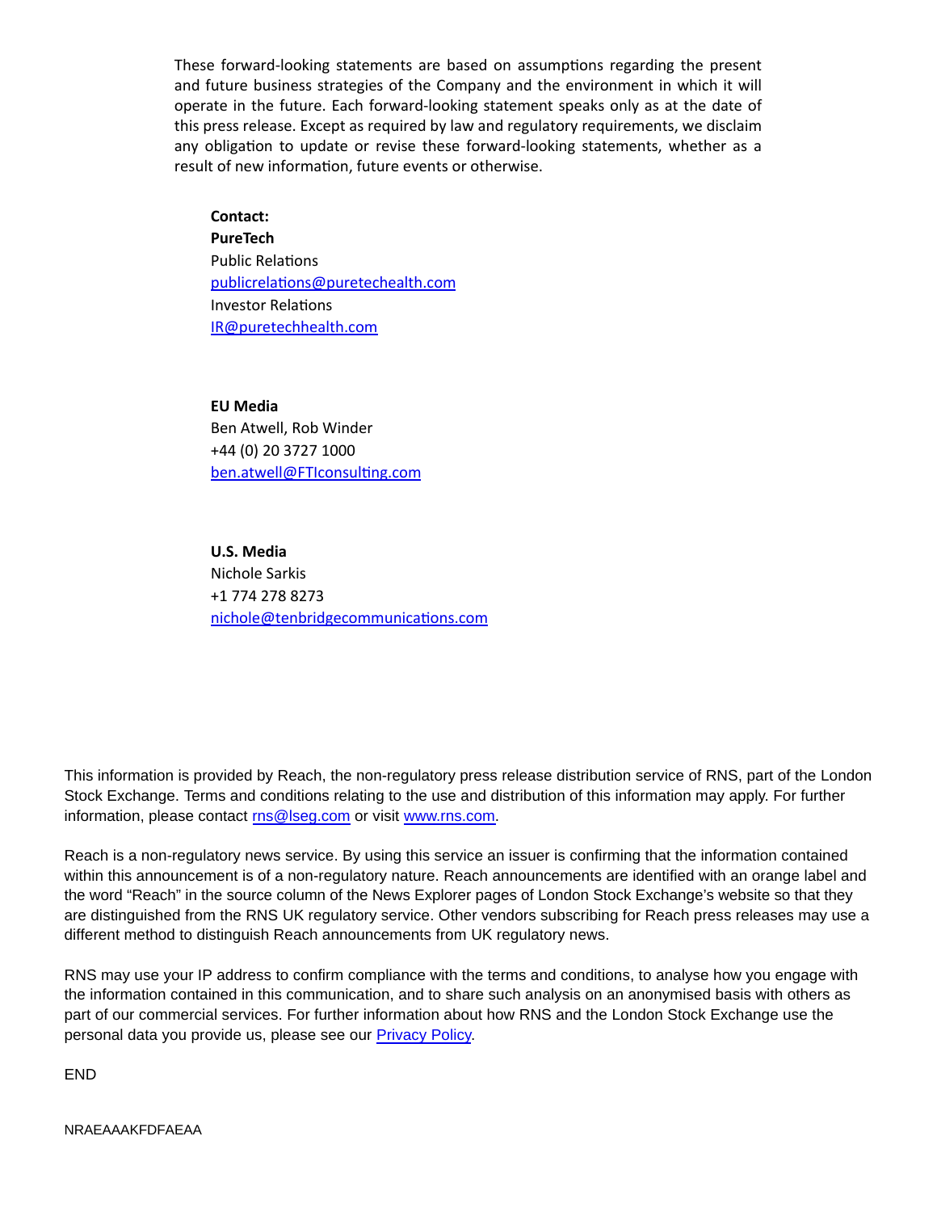These forward-looking statements are based on assumptions regarding the present and future business strategies of the Company and the environment in which it will operate in the future. Each forward-looking statement speaks only as at the date of this press release. Except as required by law and regulatory requirements, we disclaim any obligation to update or revise these forward-looking statements, whether as a result of new information, future events or otherwise.

**Contact:**
**PureTech**
Public Relations
publicrelations@puretechealth.com
Investor Relations
IR@puretechhealth.com

**EU Media**
Ben Atwell, Rob Winder
+44 (0) 20 3727 1000
ben.atwell@FTIconsulting.com

**U.S. Media**
Nichole Sarkis
+1 774 278 8273
nichole@tenbridgecommunications.com

This information is provided by Reach, the non-regulatory press release distribution service of RNS, part of the London Stock Exchange. Terms and conditions relating to the use and distribution of this information may apply. For further information, please contact rns@lseg.com or visit www.rns.com.

Reach is a non-regulatory news service. By using this service an issuer is confirming that the information contained within this announcement is of a non-regulatory nature. Reach announcements are identified with an orange label and the word “Reach” in the source column of the News Explorer pages of London Stock Exchange’s website so that they are distinguished from the RNS UK regulatory service. Other vendors subscribing for Reach press releases may use a different method to distinguish Reach announcements from UK regulatory news.

RNS may use your IP address to confirm compliance with the terms and conditions, to analyse how you engage with the information contained in this communication, and to share such analysis on an anonymised basis with others as part of our commercial services. For further information about how RNS and the London Stock Exchange use the personal data you provide us, please see our Privacy Policy.

END

NRAEAAAKFDFAEAA